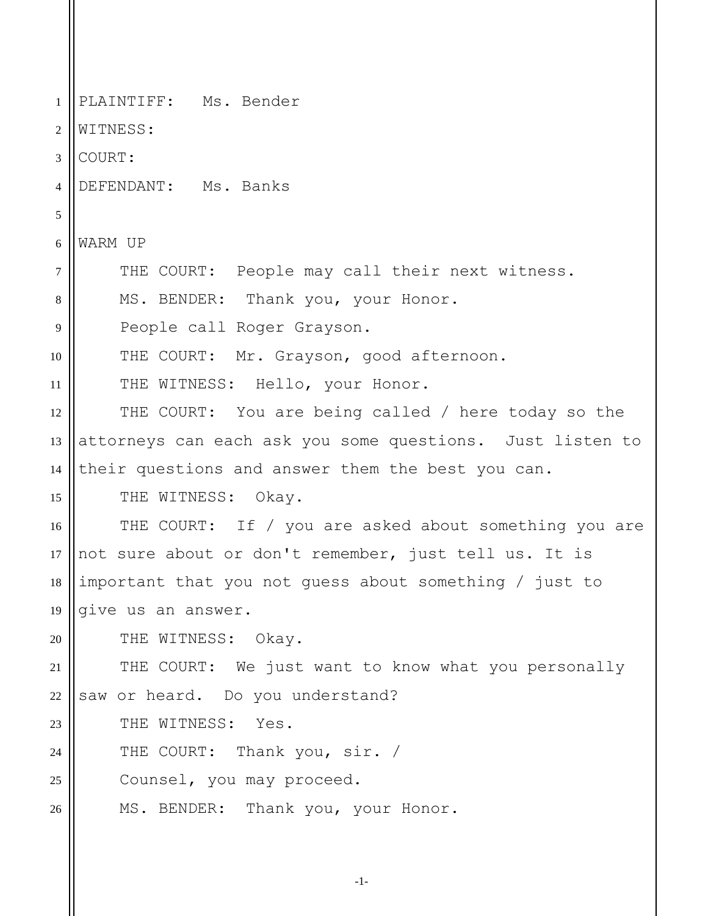PLAINTIFF: Ms. Bender

WITNESS:

COURT:

DEFENDANT: Ms. Banks

WARM UP

THE COURT: People may call their next witness.

MS. BENDER: Thank you, your Honor.

People call Roger Grayson.

THE COURT: Mr. Grayson, good afternoon.

THE WITNESS: Hello, your Honor.

THE COURT: You are being called / here today so the attorneys can each ask you some questions. Just listen to their questions and answer them the best you can.

THE WITNESS: Okay.

THE COURT: If / you are asked about something you are not sure about or don't remember, just tell us. It is important that you not guess about something / just to give us an answer.

THE WITNESS: Okay.

THE COURT: We just want to know what you personally saw or heard. Do you understand?

THE WITNESS: Yes.

THE COURT: Thank you, sir. /

Counsel, you may proceed.

MS. BENDER: Thank you, your Honor.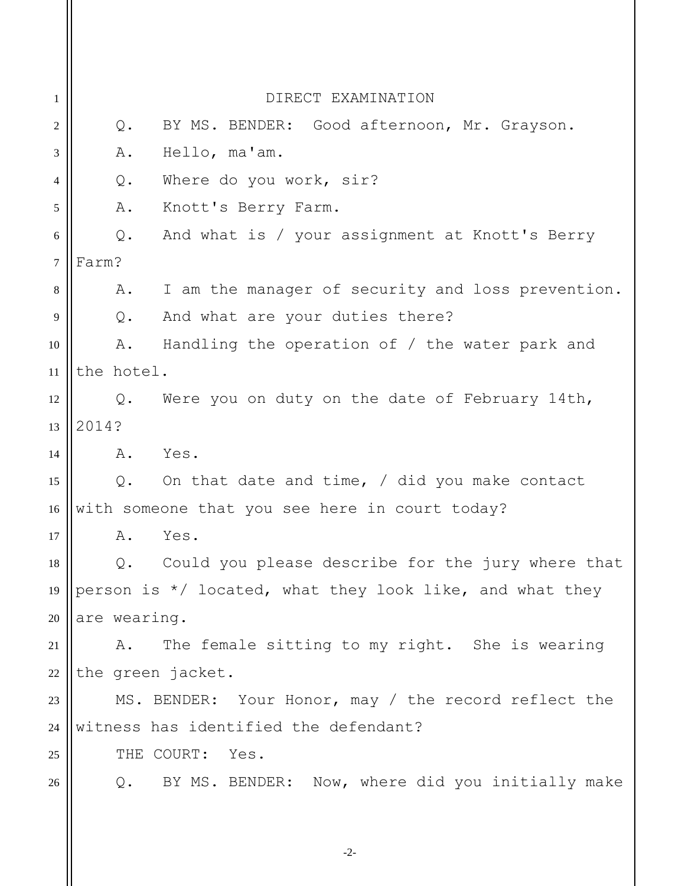DIRECT EXAMINATION

Q. BY MS. BENDER: Good afternoon, Mr. Grayson.

A. Hello, ma'am.

Q. Where do you work, sir?

A. Knott's Berry Farm.

Q. And what is / your assignment at Knott's Berry Farm?

A. I am the manager of security and loss prevention.

Q. And what are your duties there?

A. Handling the operation of / the water park and the hotel.

Q. Were you on duty on the date of February 14th, 2014?

A. Yes.

Q. On that date and time, / did you make contact with someone that you see here in court today?

A. Yes.

Q. Could you please describe for the jury where that person is */ located, what they look like, and what they are wearing.

A. The female sitting to my right. She is wearing the green jacket.

MS. BENDER: Your Honor, may / the record reflect the witness has identified the defendant?

THE COURT: Yes.

Q. BY MS. BENDER: Now, where did you initially make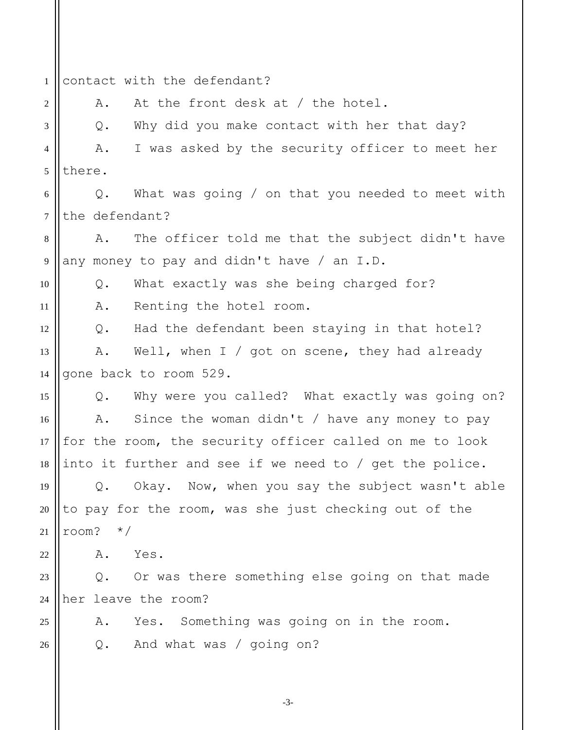contact with the defendant?

A. At the front desk at / the hotel.

Q. Why did you make contact with her that day?

A. I was asked by the security officer to meet her there.

Q. What was going / on that you needed to meet with the defendant?

A. The officer told me that the subject didn't have any money to pay and didn't have / an I.D.

Q. What exactly was she being charged for?

A. Renting the hotel room.

Q. Had the defendant been staying in that hotel?

A. Well, when I / got on scene, they had already gone back to room 529.

Q. Why were you called? What exactly was going on?

A. Since the woman didn't / have any money to pay for the room, the security officer called on me to look into it further and see if we need to / get the police.

Q. Okay. Now, when you say the subject wasn't able to pay for the room, was she just checking out of the room? */

A. Yes.

Q. Or was there something else going on that made her leave the room?

A. Yes. Something was going on in the room.

Q. And what was / going on?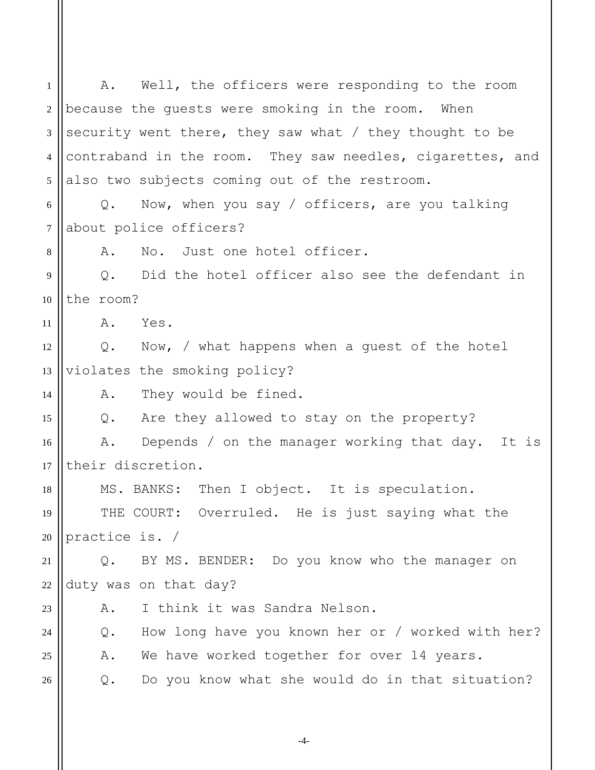A. Well, the officers were responding to the room because the guests were smoking in the room. When security went there, they saw what / they thought to be contraband in the room. They saw needles, cigarettes, and also two subjects coming out of the restroom.

Q. Now, when you say / officers, are you talking about police officers?

A. No. Just one hotel officer.

Q. Did the hotel officer also see the defendant in the room?

A. Yes.

Q. Now, / what happens when a guest of the hotel violates the smoking policy?

A. They would be fined.

Q. Are they allowed to stay on the property?

A. Depends / on the manager working that day. It is their discretion.

MS. BANKS: Then I object. It is speculation.

THE COURT: Overruled. He is just saying what the practice is. /

Q. BY MS. BENDER: Do you know who the manager on duty was on that day?

A. I think it was Sandra Nelson.

Q. How long have you known her or / worked with her?

A. We have worked together for over 14 years.

Q. Do you know what she would do in that situation?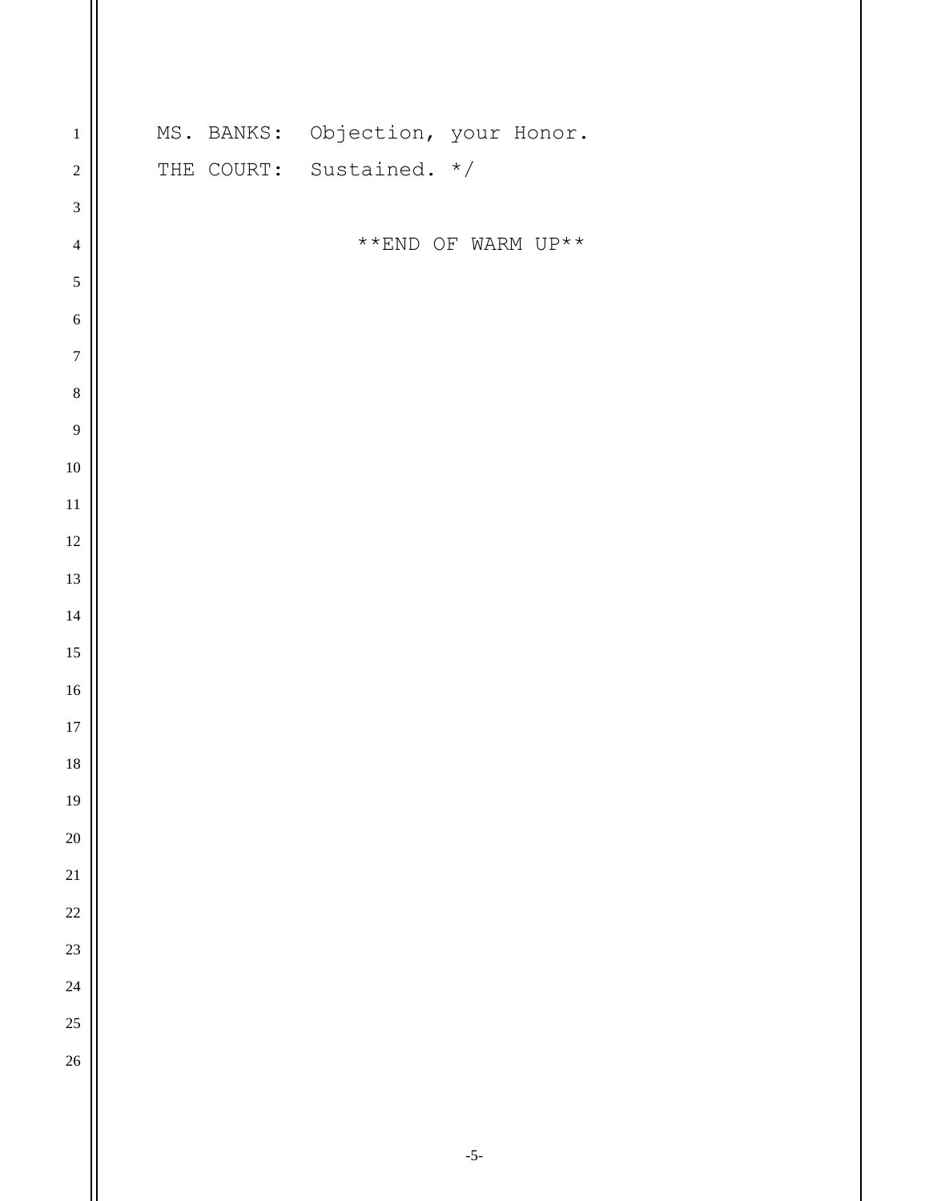MS. BANKS:  Objection, your Honor.

THE COURT:  Sustained. */

**END OF WARM UP**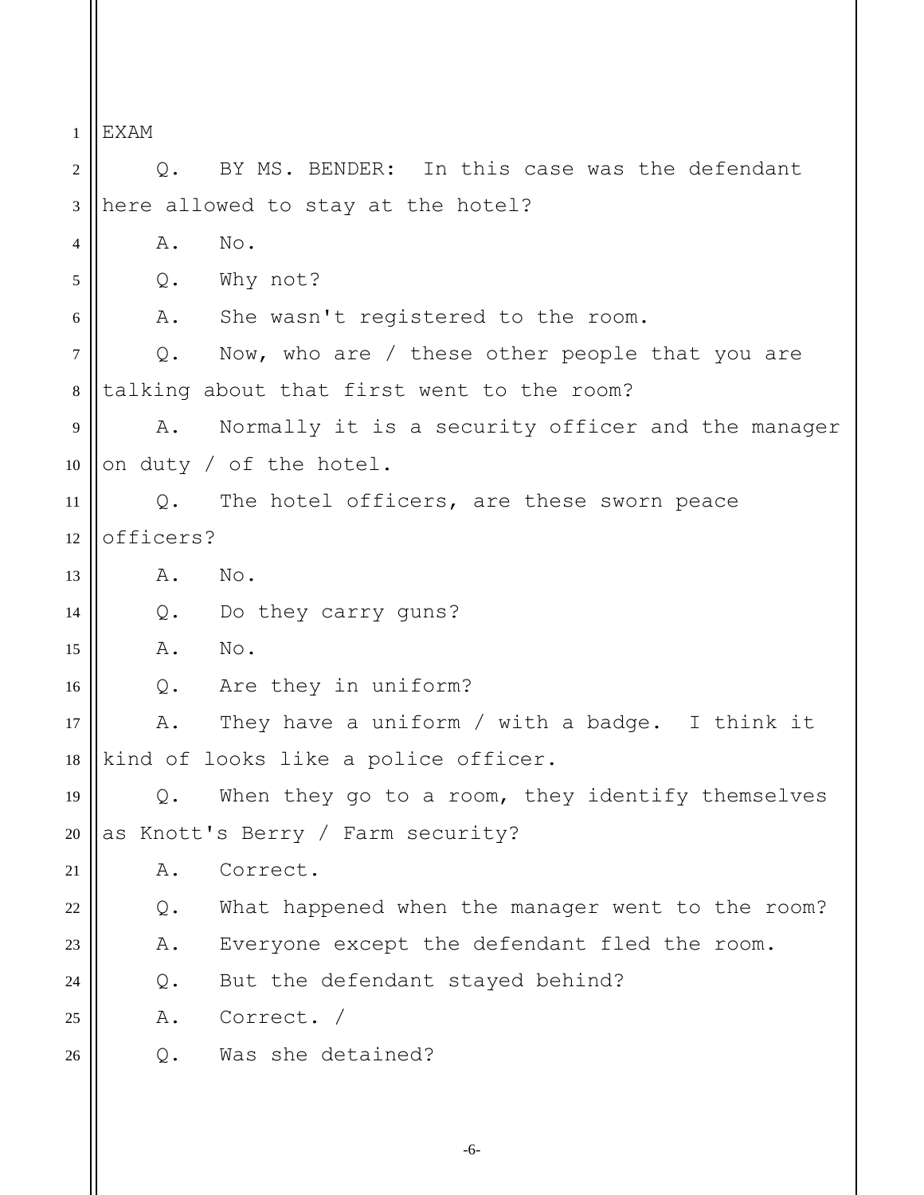EXAM

Q. BY MS. BENDER: In this case was the defendant here allowed to stay at the hotel?

A. No.

Q. Why not?

A. She wasn't registered to the room.

Q. Now, who are / these other people that you are talking about that first went to the room?

A. Normally it is a security officer and the manager on duty / of the hotel.

Q. The hotel officers, are these sworn peace officers?

A. No.

Q. Do they carry guns?

A. No.

Q. Are they in uniform?

A. They have a uniform / with a badge. I think it kind of looks like a police officer.

Q. When they go to a room, they identify themselves as Knott's Berry / Farm security?

A. Correct.

Q. What happened when the manager went to the room?

A. Everyone except the defendant fled the room.

Q. But the defendant stayed behind?

A. Correct. /

Q. Was she detained?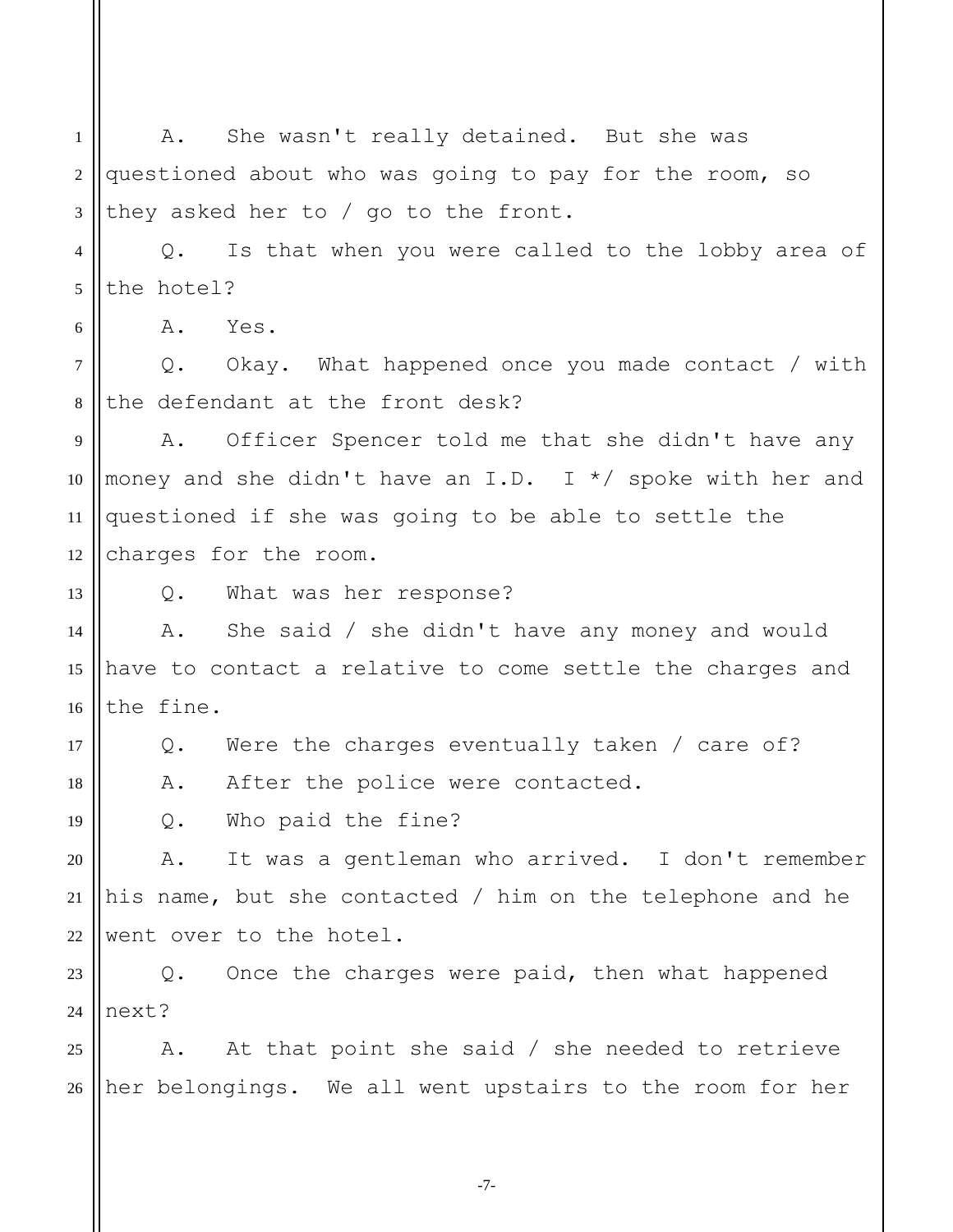A. She wasn't really detained. But she was questioned about who was going to pay for the room, so they asked her to / go to the front.

Q. Is that when you were called to the lobby area of the hotel?

A. Yes.

Q. Okay. What happened once you made contact / with the defendant at the front desk?

A. Officer Spencer told me that she didn't have any money and she didn't have an I.D. I */ spoke with her and questioned if she was going to be able to settle the charges for the room.

Q. What was her response?

A. She said / she didn't have any money and would have to contact a relative to come settle the charges and the fine.

Q. Were the charges eventually taken / care of?

A. After the police were contacted.

Q. Who paid the fine?

A. It was a gentleman who arrived. I don't remember his name, but she contacted / him on the telephone and he went over to the hotel.

Q. Once the charges were paid, then what happened next?

A. At that point she said / she needed to retrieve her belongings. We all went upstairs to the room for her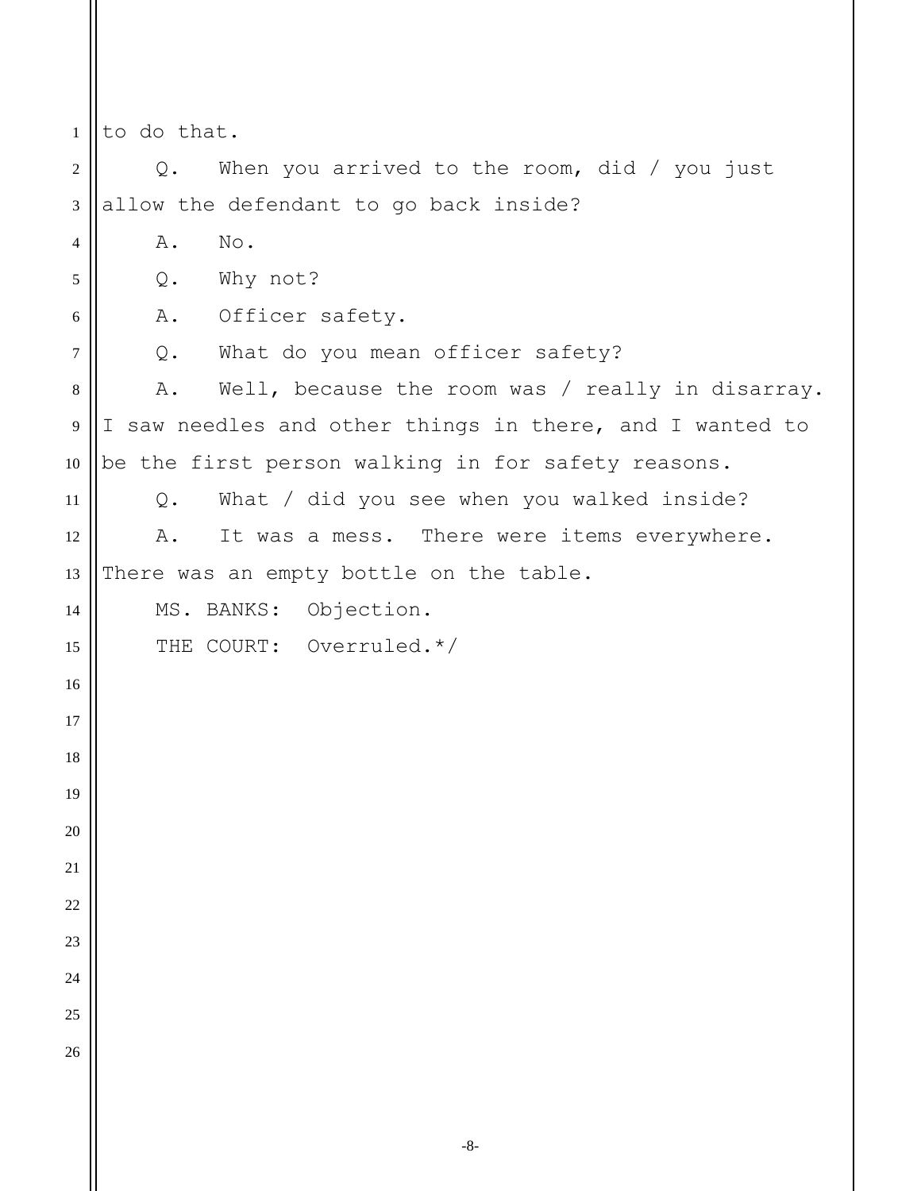to do that.

Q. When you arrived to the room, did / you just allow the defendant to go back inside?

A. No.

Q. Why not?

A. Officer safety.

Q. What do you mean officer safety?

A. Well, because the room was / really in disarray. I saw needles and other things in there, and I wanted to be the first person walking in for safety reasons.

Q. What / did you see when you walked inside?

A. It was a mess. There were items everywhere. There was an empty bottle on the table.

MS. BANKS: Objection.

THE COURT: Overruled.*/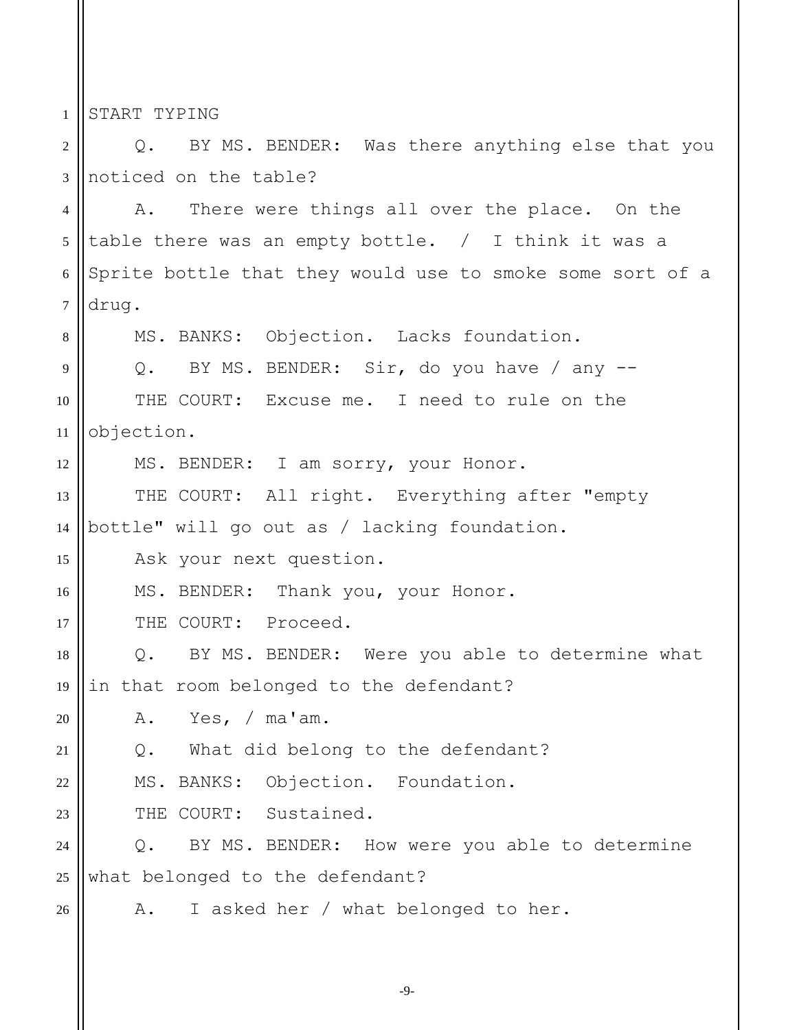START TYPING

Q. BY MS. BENDER: Was there anything else that you noticed on the table?

A. There were things all over the place. On the table there was an empty bottle. / I think it was a Sprite bottle that they would use to smoke some sort of a drug.

MS. BANKS: Objection. Lacks foundation.

Q. BY MS. BENDER: Sir, do you have / any --

THE COURT: Excuse me. I need to rule on the objection.

MS. BENDER: I am sorry, your Honor.

THE COURT: All right. Everything after "empty bottle" will go out as / lacking foundation.

Ask your next question.

MS. BENDER: Thank you, your Honor.

THE COURT: Proceed.

Q. BY MS. BENDER: Were you able to determine what in that room belonged to the defendant?

A. Yes, / ma'am.

Q. What did belong to the defendant?

MS. BANKS: Objection. Foundation.

THE COURT: Sustained.

Q. BY MS. BENDER: How were you able to determine what belonged to the defendant?

A. I asked her / what belonged to her.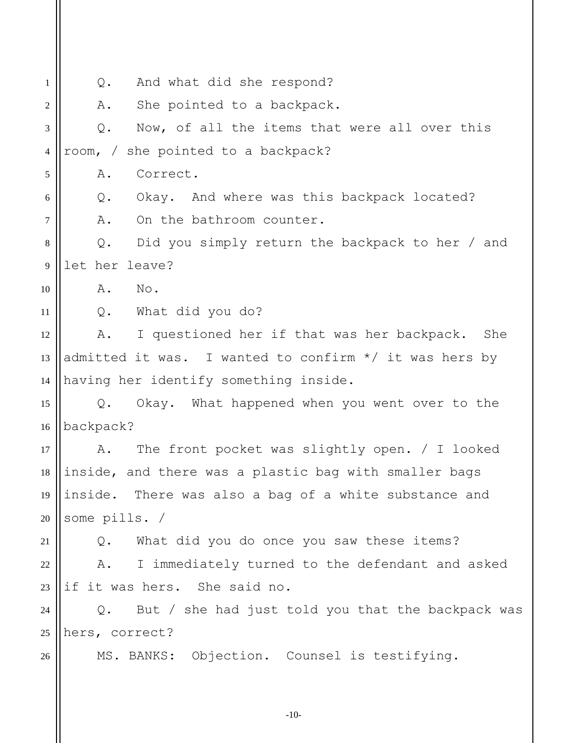Q. And what did she respond?

A. She pointed to a backpack.

Q. Now, of all the items that were all over this room, / she pointed to a backpack?

A. Correct.

Q. Okay. And where was this backpack located?

A. On the bathroom counter.

Q. Did you simply return the backpack to her / and let her leave?

A. No.

Q. What did you do?

A. I questioned her if that was her backpack. She admitted it was. I wanted to confirm */ it was hers by having her identify something inside.

Q. Okay. What happened when you went over to the backpack?

A. The front pocket was slightly open. / I looked inside, and there was a plastic bag with smaller bags inside. There was also a bag of a white substance and some pills. /

Q. What did you do once you saw these items?

A. I immediately turned to the defendant and asked if it was hers. She said no.

Q. But / she had just told you that the backpack was hers, correct?

MS. BANKS: Objection. Counsel is testifying.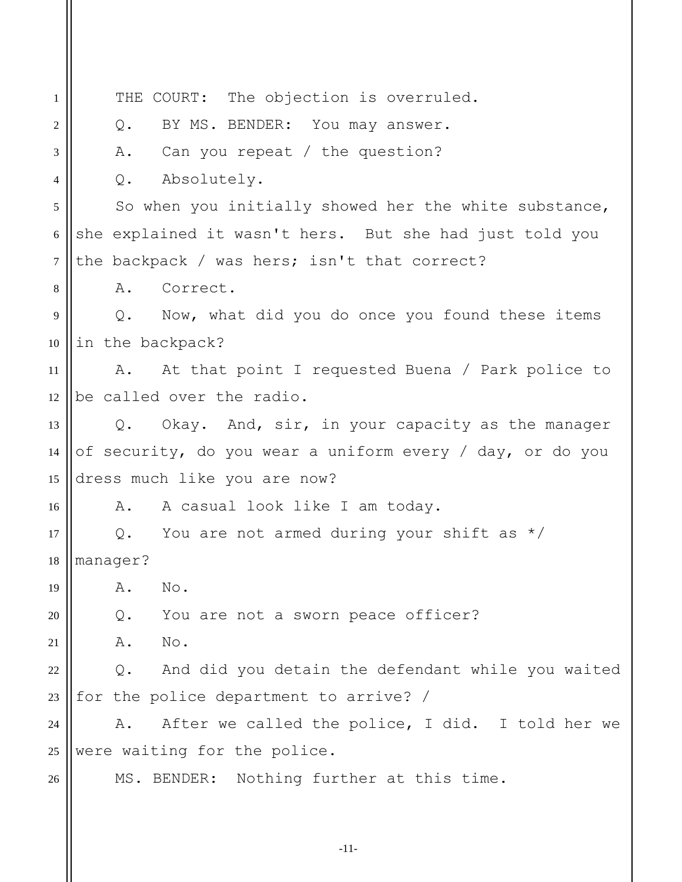THE COURT: The objection is overruled.

Q. BY MS. BENDER: You may answer.

A. Can you repeat / the question?

Q. Absolutely.

So when you initially showed her the white substance, she explained it wasn't hers. But she had just told you the backpack / was hers; isn't that correct?

A. Correct.

Q. Now, what did you do once you found these items in the backpack?

A. At that point I requested Buena / Park police to be called over the radio.

Q. Okay. And, sir, in your capacity as the manager of security, do you wear a uniform every / day, or do you dress much like you are now?

A. A casual look like I am today.

Q. You are not armed during your shift as */ manager?

A. No.

Q. You are not a sworn peace officer?

A. No.

Q. And did you detain the defendant while you waited for the police department to arrive? /

A. After we called the police, I did. I told her we were waiting for the police.

MS. BENDER: Nothing further at this time.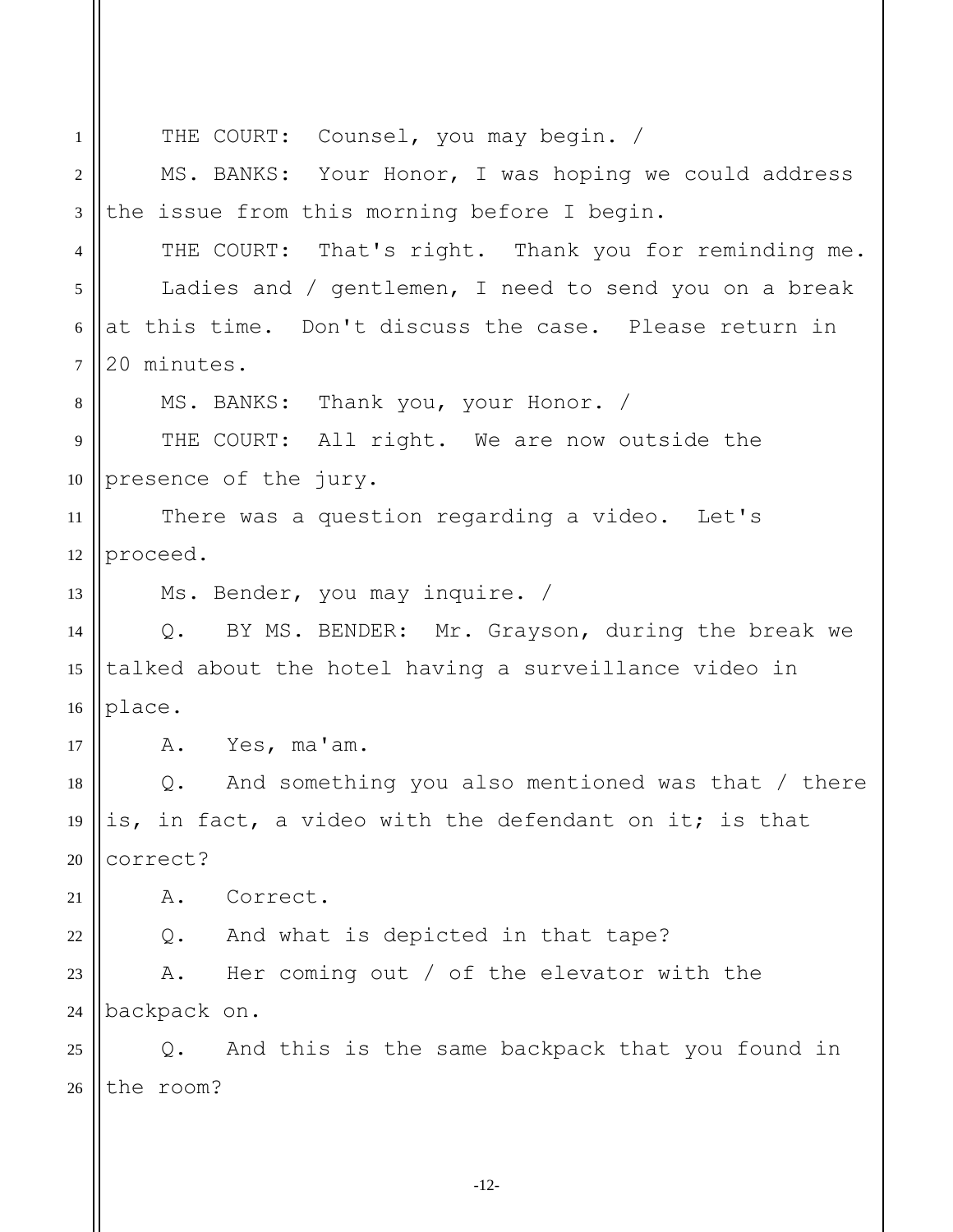THE COURT: Counsel, you may begin. /

MS. BANKS: Your Honor, I was hoping we could address the issue from this morning before I begin.

THE COURT: That's right. Thank you for reminding me.

Ladies and / gentlemen, I need to send you on a break at this time. Don't discuss the case. Please return in 20 minutes.

MS. BANKS: Thank you, your Honor. /

THE COURT: All right. We are now outside the presence of the jury.

There was a question regarding a video. Let's proceed.

Ms. Bender, you may inquire. /

Q. BY MS. BENDER: Mr. Grayson, during the break we talked about the hotel having a surveillance video in place.

A. Yes, ma'am.

Q. And something you also mentioned was that / there is, in fact, a video with the defendant on it; is that correct?

A. Correct.

Q. And what is depicted in that tape?

A. Her coming out / of the elevator with the backpack on.

Q. And this is the same backpack that you found in the room?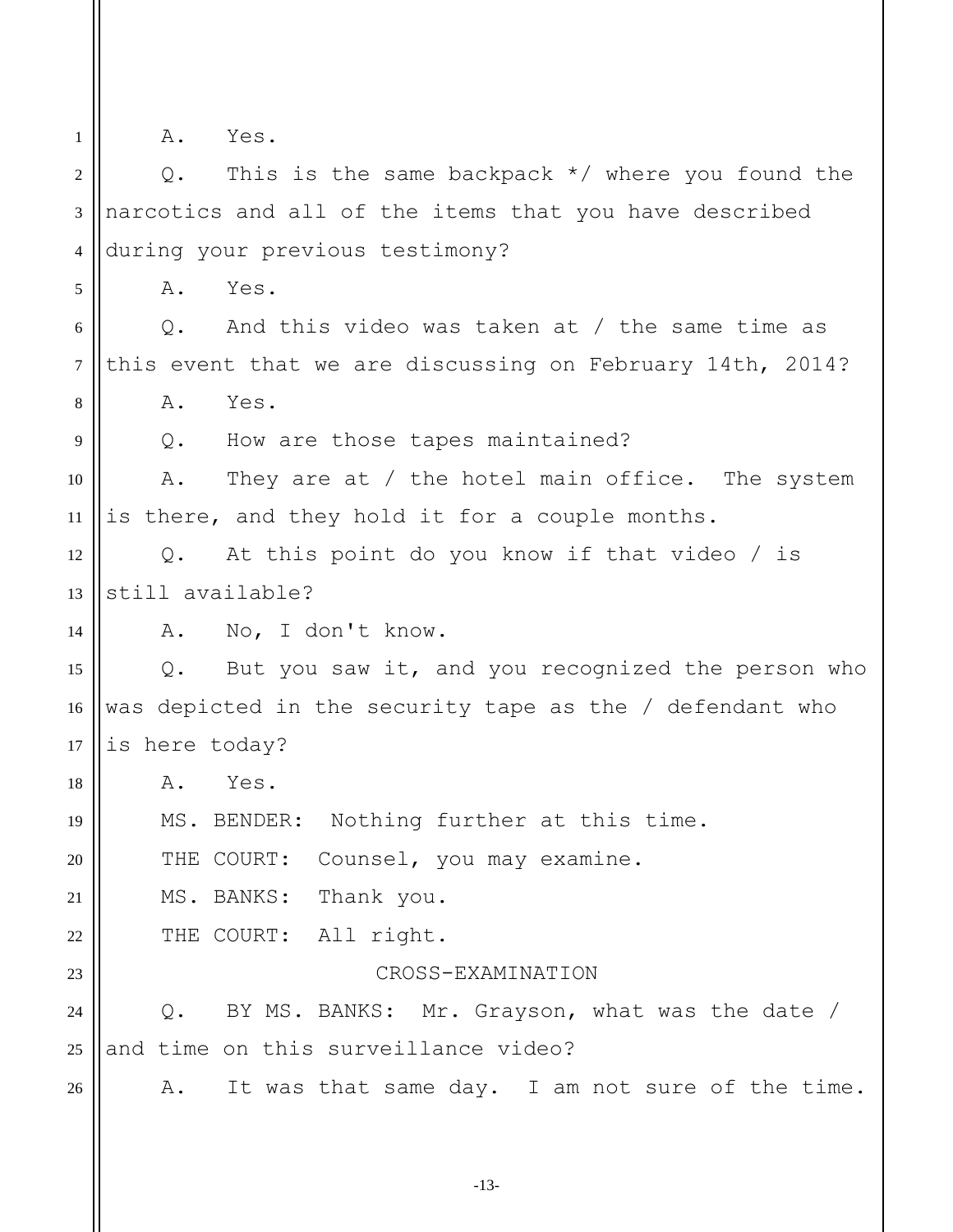A. Yes.

Q. This is the same backpack */ where you found the narcotics and all of the items that you have described during your previous testimony?

A. Yes.

Q. And this video was taken at / the same time as this event that we are discussing on February 14th, 2014?

A. Yes.

Q. How are those tapes maintained?

A. They are at / the hotel main office. The system is there, and they hold it for a couple months.

Q. At this point do you know if that video / is still available?

A. No, I don't know.

Q. But you saw it, and you recognized the person who was depicted in the security tape as the / defendant who is here today?

A. Yes.

MS. BENDER: Nothing further at this time.

THE COURT: Counsel, you may examine.

MS. BANKS: Thank you.

THE COURT: All right.

CROSS-EXAMINATION

Q. BY MS. BANKS: Mr. Grayson, what was the date / and time on this surveillance video?

A. It was that same day. I am not sure of the time.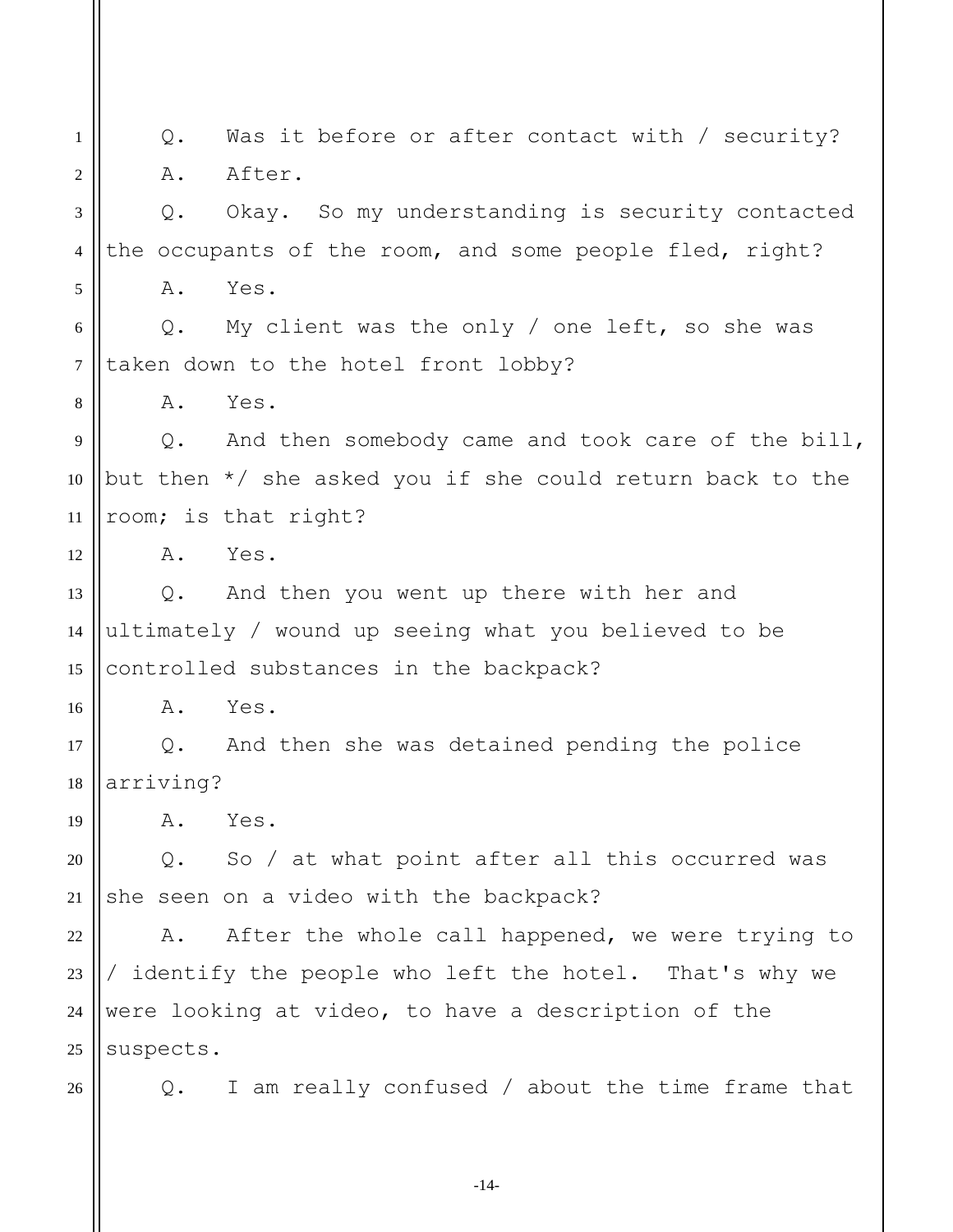Q. Was it before or after contact with / security?

A. After.

Q. Okay. So my understanding is security contacted the occupants of the room, and some people fled, right?

A. Yes.

Q. My client was the only / one left, so she was taken down to the hotel front lobby?

A. Yes.

Q. And then somebody came and took care of the bill, but then */ she asked you if she could return back to the room; is that right?

A. Yes.

Q. And then you went up there with her and ultimately / wound up seeing what you believed to be controlled substances in the backpack?

A. Yes.

Q. And then she was detained pending the police arriving?

A. Yes.

Q. So / at what point after all this occurred was she seen on a video with the backpack?

A. After the whole call happened, we were trying to / identify the people who left the hotel. That's why we were looking at video, to have a description of the suspects.

Q. I am really confused / about the time frame that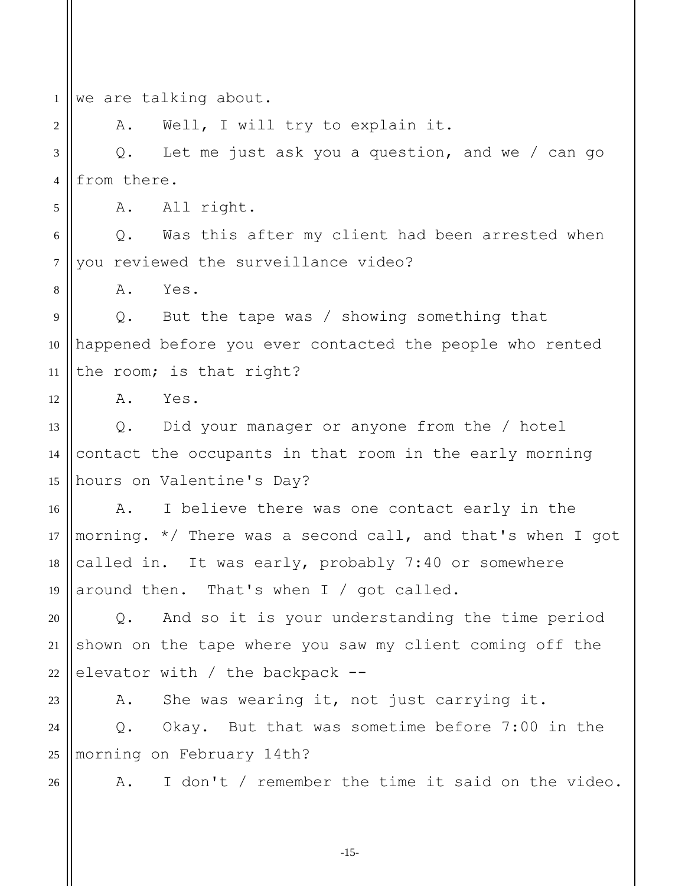we are talking about.

A. Well, I will try to explain it.

Q. Let me just ask you a question, and we / can go from there.

A. All right.

Q. Was this after my client had been arrested when you reviewed the surveillance video?

A. Yes.

Q. But the tape was / showing something that happened before you ever contacted the people who rented the room; is that right?

A. Yes.

Q. Did your manager or anyone from the / hotel contact the occupants in that room in the early morning hours on Valentine's Day?

A. I believe there was one contact early in the morning. */ There was a second call, and that's when I got called in. It was early, probably 7:40 or somewhere around then. That's when I / got called.

Q. And so it is your understanding the time period shown on the tape where you saw my client coming off the elevator with / the backpack --

A. She was wearing it, not just carrying it.

Q. Okay. But that was sometime before 7:00 in the morning on February 14th?

A. I don't / remember the time it said on the video.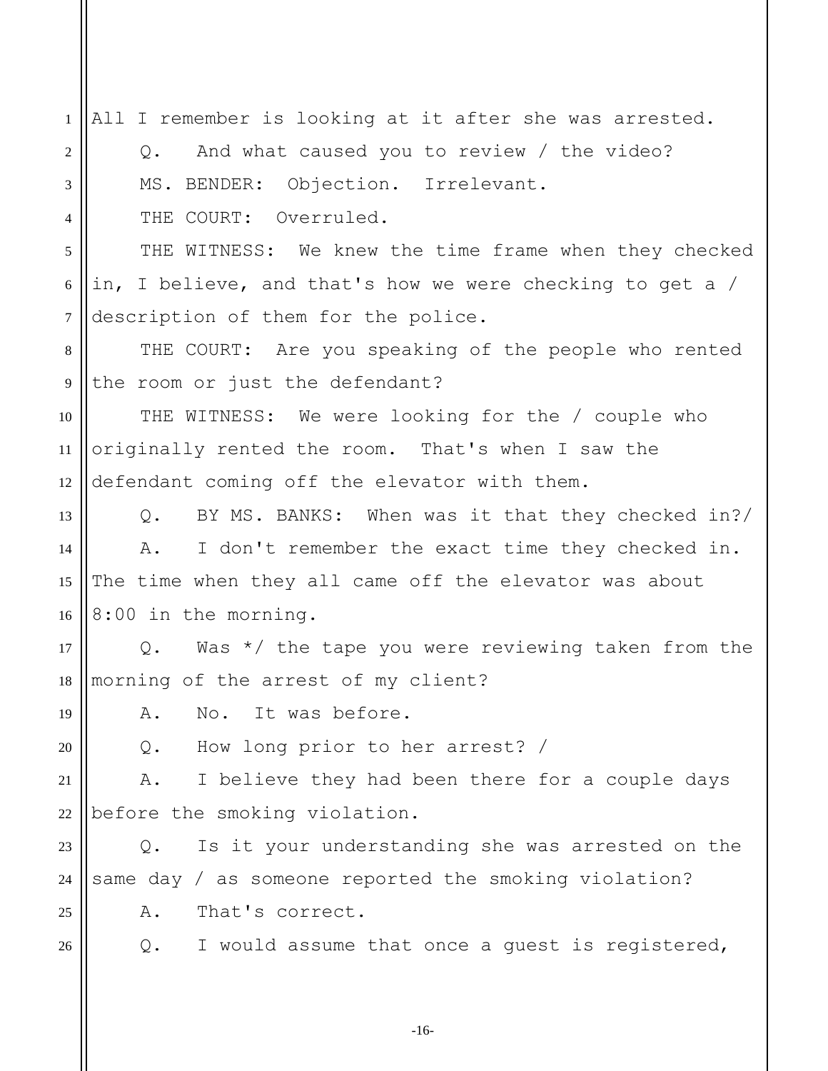All I remember is looking at it after she was arrested.

Q. And what caused you to review / the video?

MS. BENDER: Objection. Irrelevant.

THE COURT: Overruled.

THE WITNESS: We knew the time frame when they checked in, I believe, and that's how we were checking to get a / description of them for the police.

THE COURT: Are you speaking of the people who rented the room or just the defendant?

THE WITNESS: We were looking for the / couple who originally rented the room. That's when I saw the defendant coming off the elevator with them.

Q. BY MS. BANKS: When was it that they checked in?/

A. I don't remember the exact time they checked in. The time when they all came off the elevator was about 8:00 in the morning.

Q. Was */ the tape you were reviewing taken from the morning of the arrest of my client?

A. No. It was before.

Q. How long prior to her arrest? /

A. I believe they had been there for a couple days before the smoking violation.

Q. Is it your understanding she was arrested on the same day / as someone reported the smoking violation?

A. That's correct.

Q. I would assume that once a guest is registered,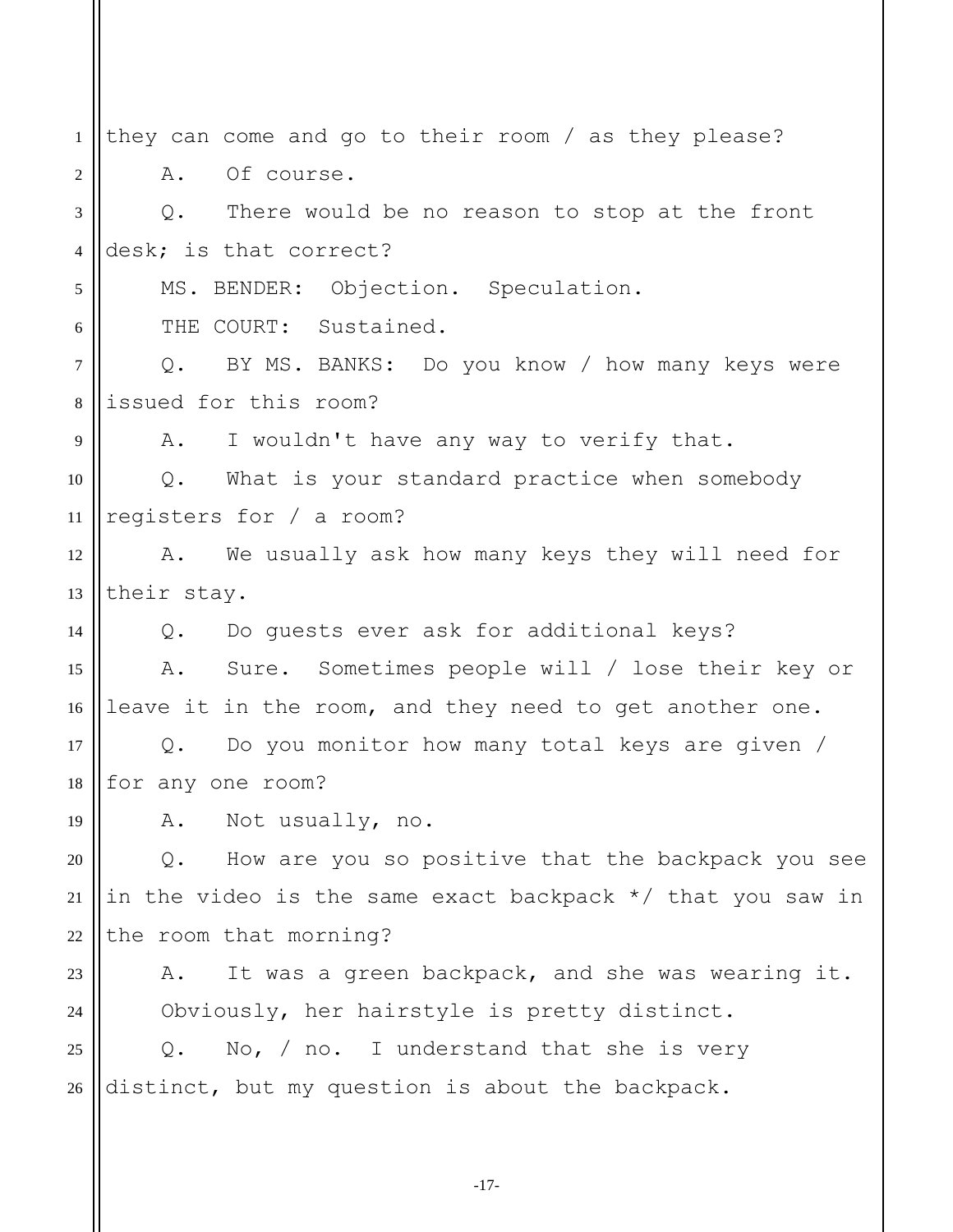they can come and go to their room / as they please?

A. Of course.

Q. There would be no reason to stop at the front desk; is that correct?

MS. BENDER: Objection. Speculation.

THE COURT: Sustained.

Q. BY MS. BANKS: Do you know / how many keys were issued for this room?

A. I wouldn't have any way to verify that.

Q. What is your standard practice when somebody registers for / a room?

A. We usually ask how many keys they will need for their stay.

Q. Do guests ever ask for additional keys?

A. Sure. Sometimes people will / lose their key or leave it in the room, and they need to get another one.

Q. Do you monitor how many total keys are given / for any one room?

A. Not usually, no.

Q. How are you so positive that the backpack you see in the video is the same exact backpack */ that you saw in the room that morning?

A. It was a green backpack, and she was wearing it. Obviously, her hairstyle is pretty distinct.

Q. No, / no. I understand that she is very distinct, but my question is about the backpack.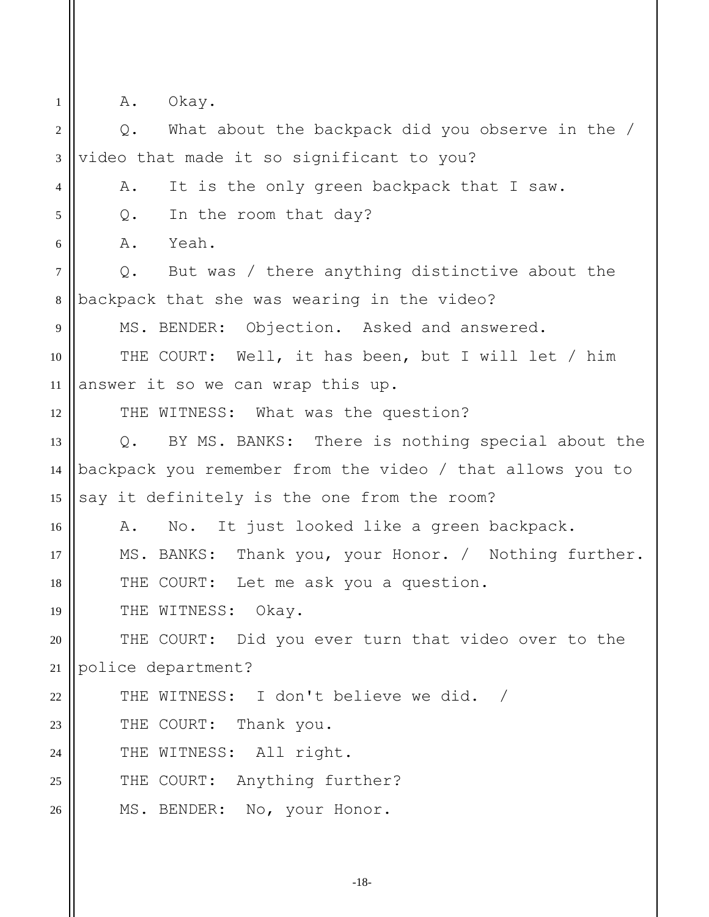A. Okay.

Q. What about the backpack did you observe in the / video that made it so significant to you?

A. It is the only green backpack that I saw.

Q. In the room that day?

A. Yeah.

Q. But was / there anything distinctive about the backpack that she was wearing in the video?

MS. BENDER: Objection. Asked and answered.

THE COURT: Well, it has been, but I will let / him answer it so we can wrap this up.

THE WITNESS: What was the question?

Q. BY MS. BANKS: There is nothing special about the backpack you remember from the video / that allows you to say it definitely is the one from the room?

A. No. It just looked like a green backpack.

MS. BANKS: Thank you, your Honor. / Nothing further.

THE COURT: Let me ask you a question.

THE WITNESS: Okay.

THE COURT: Did you ever turn that video over to the police department?

THE WITNESS: I don't believe we did. /

THE COURT: Thank you.

THE WITNESS: All right.

THE COURT: Anything further?

MS. BENDER: No, your Honor.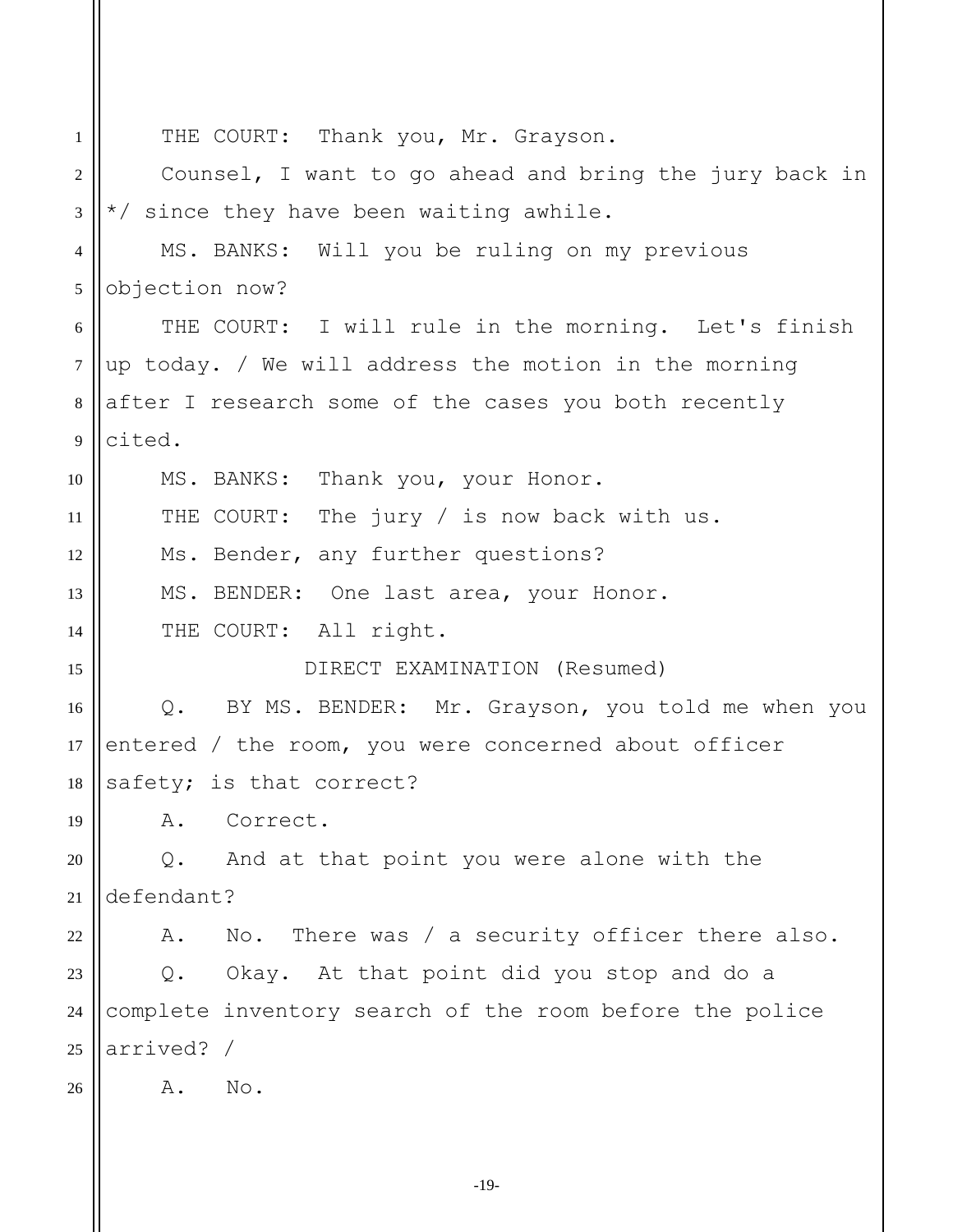THE COURT: Thank you, Mr. Grayson.

Counsel, I want to go ahead and bring the jury back in */ since they have been waiting awhile.

MS. BANKS: Will you be ruling on my previous objection now?

THE COURT: I will rule in the morning. Let's finish up today. / We will address the motion in the morning after I research some of the cases you both recently cited.

MS. BANKS: Thank you, your Honor.

THE COURT: The jury / is now back with us.

Ms. Bender, any further questions?

MS. BENDER: One last area, your Honor.

THE COURT: All right.

DIRECT EXAMINATION (Resumed)

Q. BY MS. BENDER: Mr. Grayson, you told me when you entered / the room, you were concerned about officer safety; is that correct?

A. Correct.

Q. And at that point you were alone with the defendant?

A. No. There was / a security officer there also.

Q. Okay. At that point did you stop and do a complete inventory search of the room before the police arrived? /

A. No.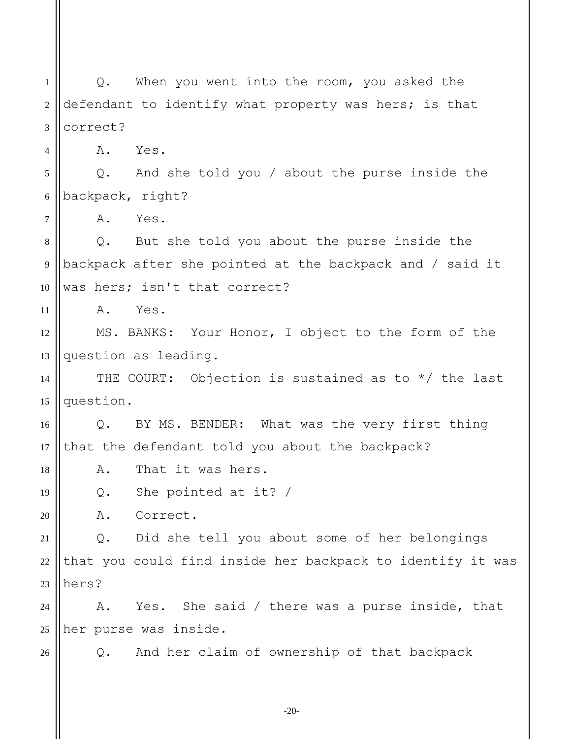Q. When you went into the room, you asked the defendant to identify what property was hers; is that correct?

A. Yes.

Q. And she told you / about the purse inside the backpack, right?

A. Yes.

Q. But she told you about the purse inside the backpack after she pointed at the backpack and / said it was hers; isn't that correct?

A. Yes.

MS. BANKS: Your Honor, I object to the form of the question as leading.

THE COURT: Objection is sustained as to */ the last question.

Q. BY MS. BENDER: What was the very first thing that the defendant told you about the backpack?

A. That it was hers.

Q. She pointed at it? /

A. Correct.

Q. Did she tell you about some of her belongings that you could find inside her backpack to identify it was hers?

A. Yes. She said / there was a purse inside, that her purse was inside.

Q. And her claim of ownership of that backpack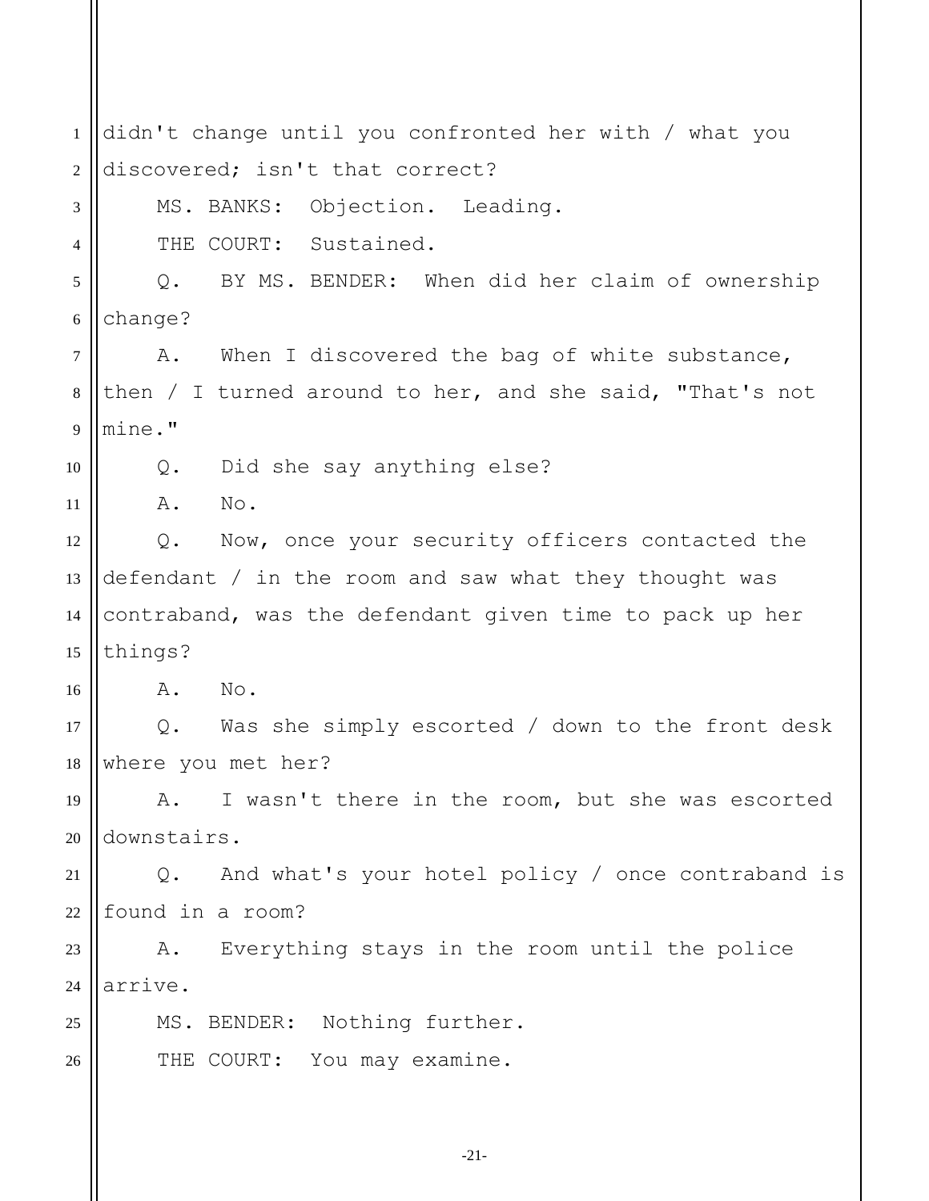didn't change until you confronted her with / what you discovered; isn't that correct?

MS. BANKS: Objection. Leading.

THE COURT: Sustained.

Q. BY MS. BENDER: When did her claim of ownership change?

A. When I discovered the bag of white substance, then / I turned around to her, and she said, "That's not mine."

Q. Did she say anything else?

A. No.

Q. Now, once your security officers contacted the defendant / in the room and saw what they thought was contraband, was the defendant given time to pack up her things?

A. No.

Q. Was she simply escorted / down to the front desk where you met her?

A. I wasn't there in the room, but she was escorted downstairs.

Q. And what's your hotel policy / once contraband is found in a room?

A. Everything stays in the room until the police arrive.

MS. BENDER: Nothing further.

THE COURT: You may examine.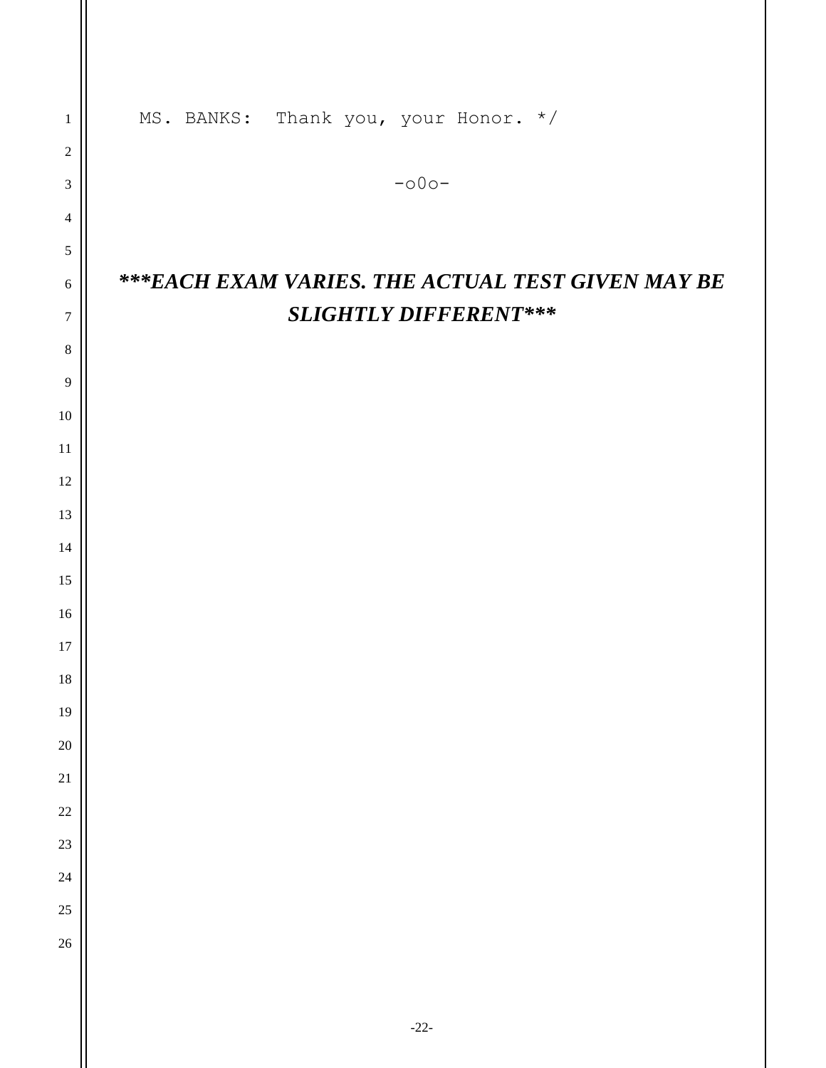MS. BANKS: Thank you, your Honor. */

-o0o-

***EACH EXAM VARIES. THE ACTUAL TEST GIVEN MAY BE SLIGHTLY DIFFERENT***